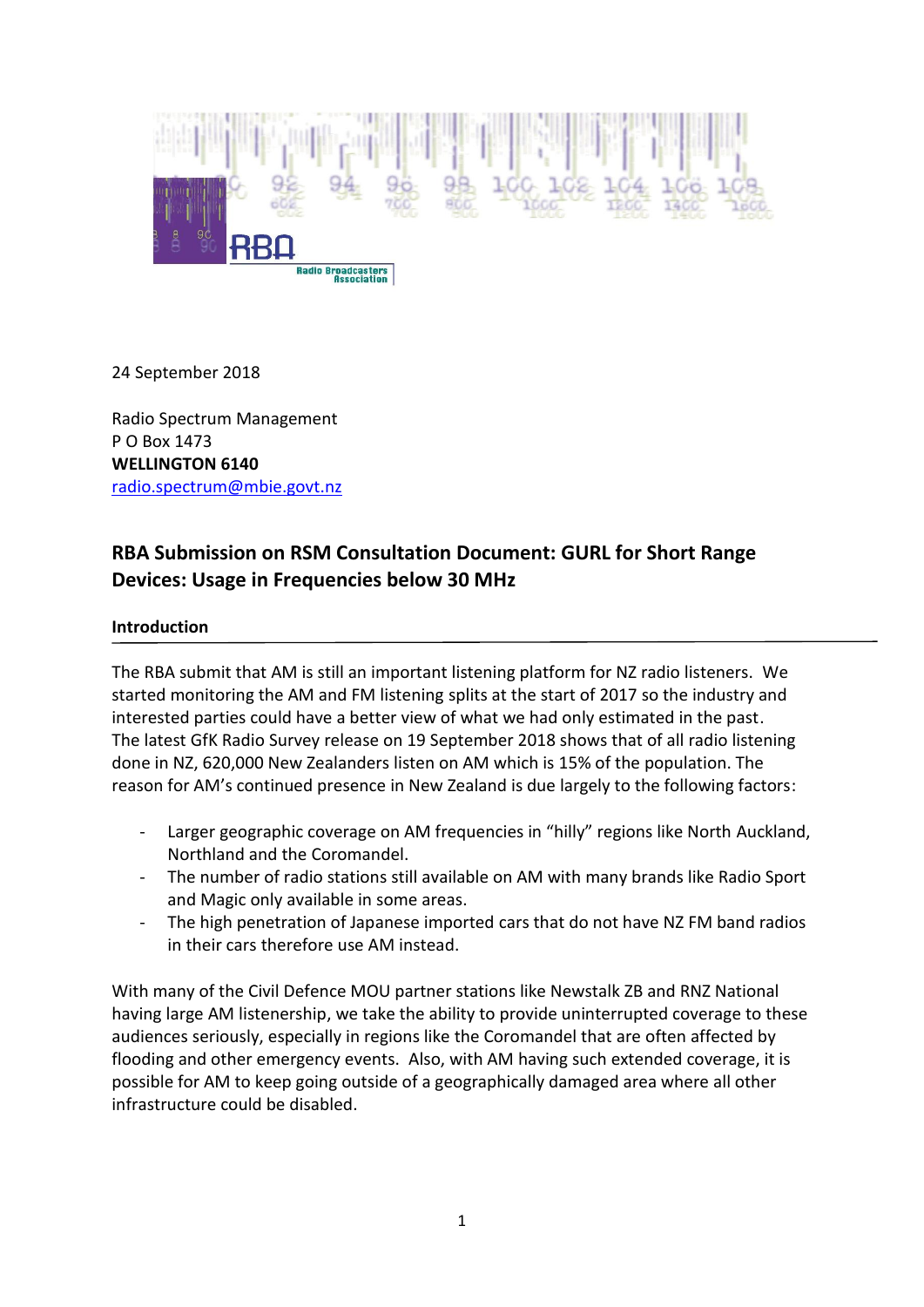24 September 2018

Radio Spectrum Management
P O Box 1473
**WELLINGTON 6140**
radio.spectrum@mbie.govt.nz

## RBA Submission on RSM Consultation Document: GURL for Short Range Devices: Usage in Frequencies below 30 MHz

### Introduction

The RBA submit that AM is still an important listening platform for NZ radio listeners. We started monitoring the AM and FM listening splits at the start of 2017 so the industry and interested parties could have a better view of what we had only estimated in the past. The latest GfK Radio Survey release on 19 September 2018 shows that of all radio listening done in NZ, 620,000 New Zealanders listen on AM which is 15% of the population. The reason for AM's continued presence in New Zealand is due largely to the following factors:

- Larger geographic coverage on AM frequencies in "hilly" regions like North Auckland, Northland and the Coromandel.
- The number of radio stations still available on AM with many brands like Radio Sport and Magic only available in some areas.
- The high penetration of Japanese imported cars that do not have NZ FM band radios in their cars therefore use AM instead.

With many of the Civil Defence MOU partner stations like Newstalk ZB and RNZ National having large AM listenership, we take the ability to provide uninterrupted coverage to these audiences seriously, especially in regions like the Coromandel that are often affected by flooding and other emergency events. Also, with AM having such extended coverage, it is possible for AM to keep going outside of a geographically damaged area where all other infrastructure could be disabled.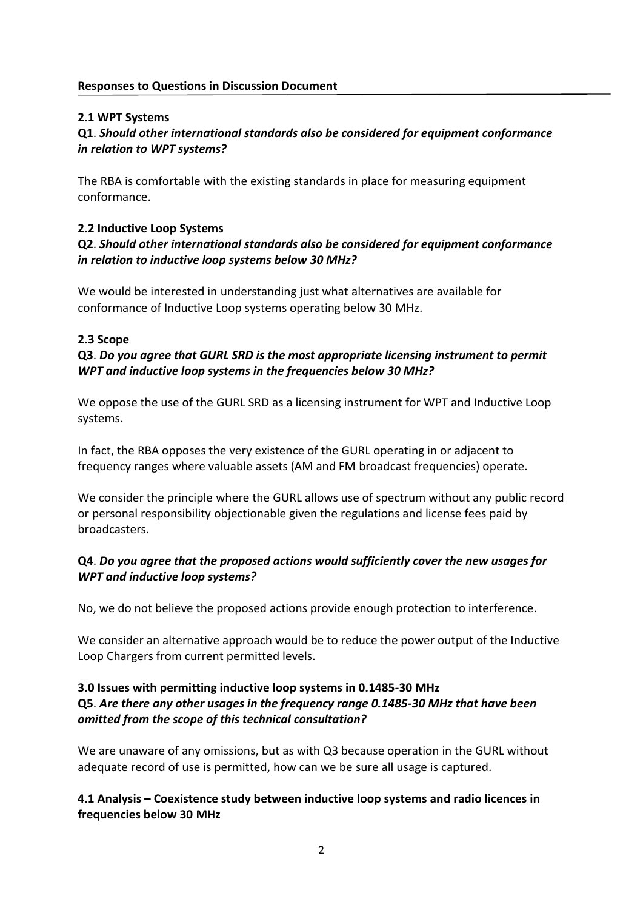## Responses to Questions in Discussion Document

### 2.1 WPT Systems

**Q1**. ***Should other international standards also be considered for equipment conformance in relation to WPT systems?***

The RBA is comfortable with the existing standards in place for measuring equipment conformance.

### 2.2 Inductive Loop Systems

**Q2**. ***Should other international standards also be considered for equipment conformance in relation to inductive loop systems below 30 MHz?***

We would be interested in understanding just what alternatives are available for conformance of Inductive Loop systems operating below 30 MHz.

### 2.3 Scope

**Q3**. ***Do you agree that GURL SRD is the most appropriate licensing instrument to permit WPT and inductive loop systems in the frequencies below 30 MHz?***

We oppose the use of the GURL SRD as a licensing instrument for WPT and Inductive Loop systems.

In fact, the RBA opposes the very existence of the GURL operating in or adjacent to frequency ranges where valuable assets (AM and FM broadcast frequencies) operate.

We consider the principle where the GURL allows use of spectrum without any public record or personal responsibility objectionable given the regulations and license fees paid by broadcasters.

**Q4**. ***Do you agree that the proposed actions would sufficiently cover the new usages for WPT and inductive loop systems?***

No, we do not believe the proposed actions provide enough protection to interference.

We consider an alternative approach would be to reduce the power output of the Inductive Loop Chargers from current permitted levels.

### 3.0 Issues with permitting inductive loop systems in 0.1485-30 MHz

**Q5**. ***Are there any other usages in the frequency range 0.1485-30 MHz that have been omitted from the scope of this technical consultation?***

We are unaware of any omissions, but as with Q3 because operation in the GURL without adequate record of use is permitted, how can we be sure all usage is captured.

### 4.1 Analysis – Coexistence study between inductive loop systems and radio licences in frequencies below 30 MHz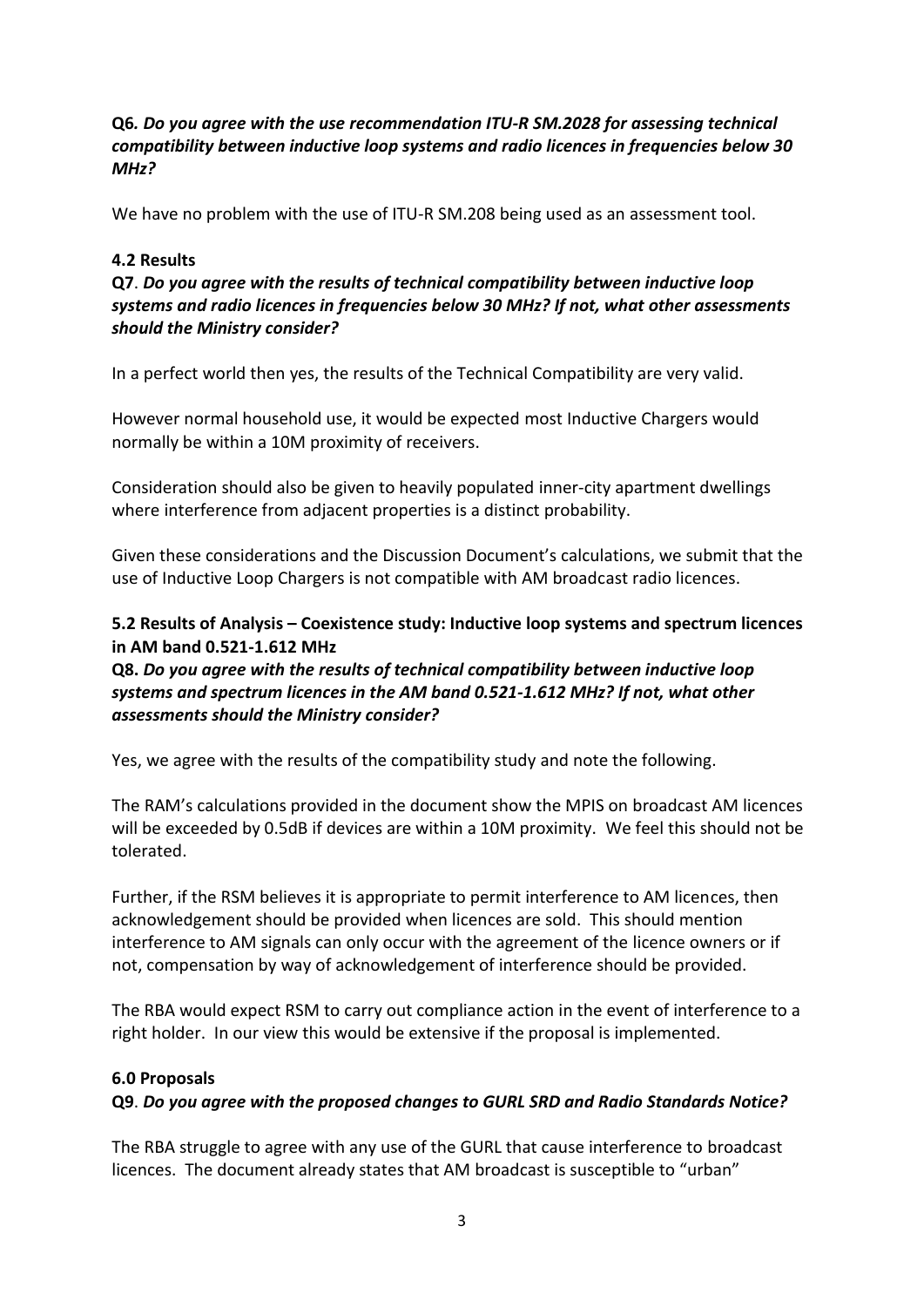**Q6.** ***Do you agree with the use recommendation ITU-R SM.2028 for assessing technical compatibility between inductive loop systems and radio licences in frequencies below 30 MHz?***

We have no problem with the use of ITU-R SM.208 being used as an assessment tool.

**4.2 Results**

**Q7**. ***Do you agree with the results of technical compatibility between inductive loop systems and radio licences in frequencies below 30 MHz? If not, what other assessments should the Ministry consider?***

In a perfect world then yes, the results of the Technical Compatibility are very valid.

However normal household use, it would be expected most Inductive Chargers would normally be within a 10M proximity of receivers.

Consideration should also be given to heavily populated inner-city apartment dwellings where interference from adjacent properties is a distinct probability.

Given these considerations and the Discussion Document's calculations, we submit that the use of Inductive Loop Chargers is not compatible with AM broadcast radio licences.

**5.2 Results of Analysis – Coexistence study: Inductive loop systems and spectrum licences in AM band 0.521-1.612 MHz**

**Q8.** ***Do you agree with the results of technical compatibility between inductive loop systems and spectrum licences in the AM band 0.521-1.612 MHz? If not, what other assessments should the Ministry consider?***

Yes, we agree with the results of the compatibility study and note the following.

The RAM's calculations provided in the document show the MPIS on broadcast AM licences will be exceeded by 0.5dB if devices are within a 10M proximity. We feel this should not be tolerated.

Further, if the RSM believes it is appropriate to permit interference to AM licences, then acknowledgement should be provided when licences are sold. This should mention interference to AM signals can only occur with the agreement of the licence owners or if not, compensation by way of acknowledgement of interference should be provided.

The RBA would expect RSM to carry out compliance action in the event of interference to a right holder. In our view this would be extensive if the proposal is implemented.

**6.0 Proposals**

**Q9**. ***Do you agree with the proposed changes to GURL SRD and Radio Standards Notice?***

The RBA struggle to agree with any use of the GURL that cause interference to broadcast licences. The document already states that AM broadcast is susceptible to "urban"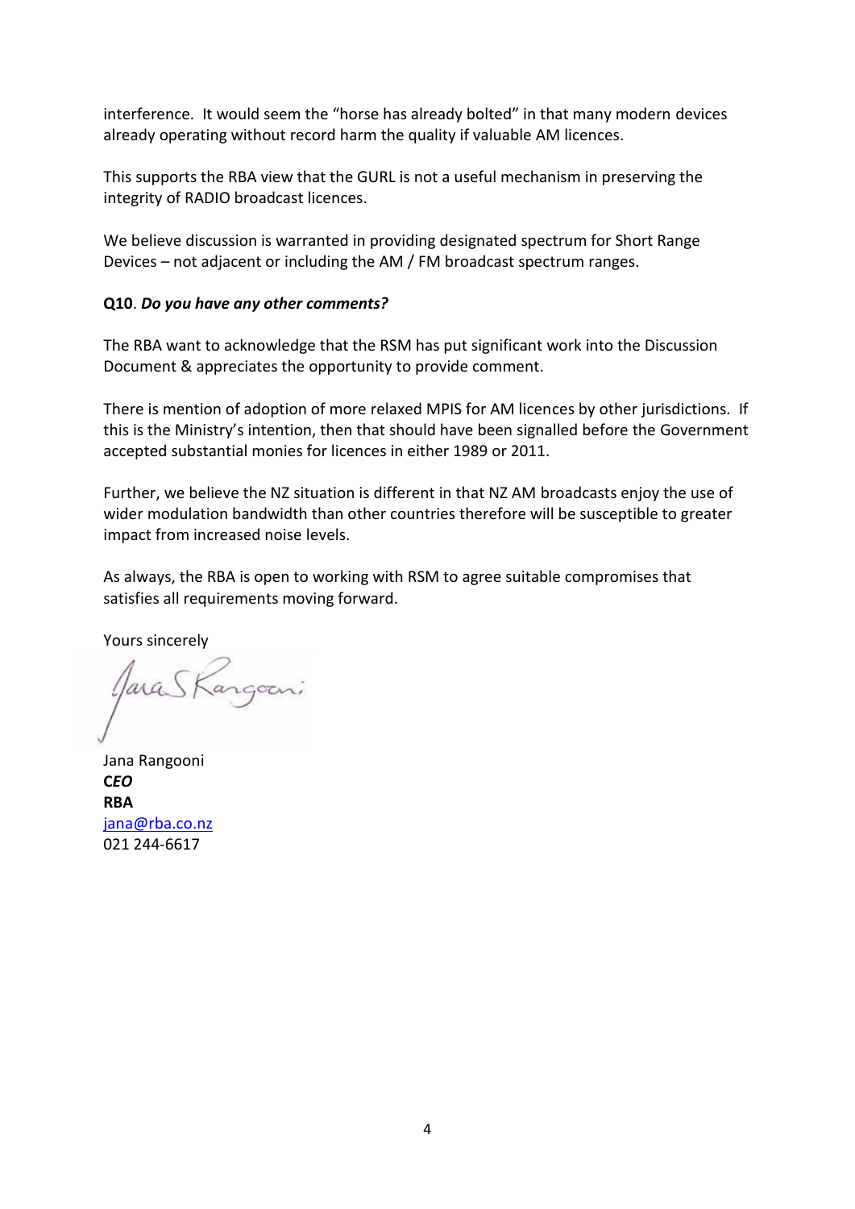interference. It would seem the "horse has already bolted" in that many modern devices already operating without record harm the quality if valuable AM licences.

This supports the RBA view that the GURL is not a useful mechanism in preserving the integrity of RADIO broadcast licences.

We believe discussion is warranted in providing designated spectrum for Short Range Devices – not adjacent or including the AM / FM broadcast spectrum ranges.

**Q10**. ***Do you have any other comments?***

The RBA want to acknowledge that the RSM has put significant work into the Discussion Document & appreciates the opportunity to provide comment.

There is mention of adoption of more relaxed MPIS for AM licences by other jurisdictions. If this is the Ministry's intention, then that should have been signalled before the Government accepted substantial monies for licences in either 1989 or 2011.

Further, we believe the NZ situation is different in that NZ AM broadcasts enjoy the use of wider modulation bandwidth than other countries therefore will be susceptible to greater impact from increased noise levels.

As always, the RBA is open to working with RSM to agree suitable compromises that satisfies all requirements moving forward.

Yours sincerely

Jana Rangooni
**C*EO***
**RBA**
jana@rba.co.nz
021 244-6617